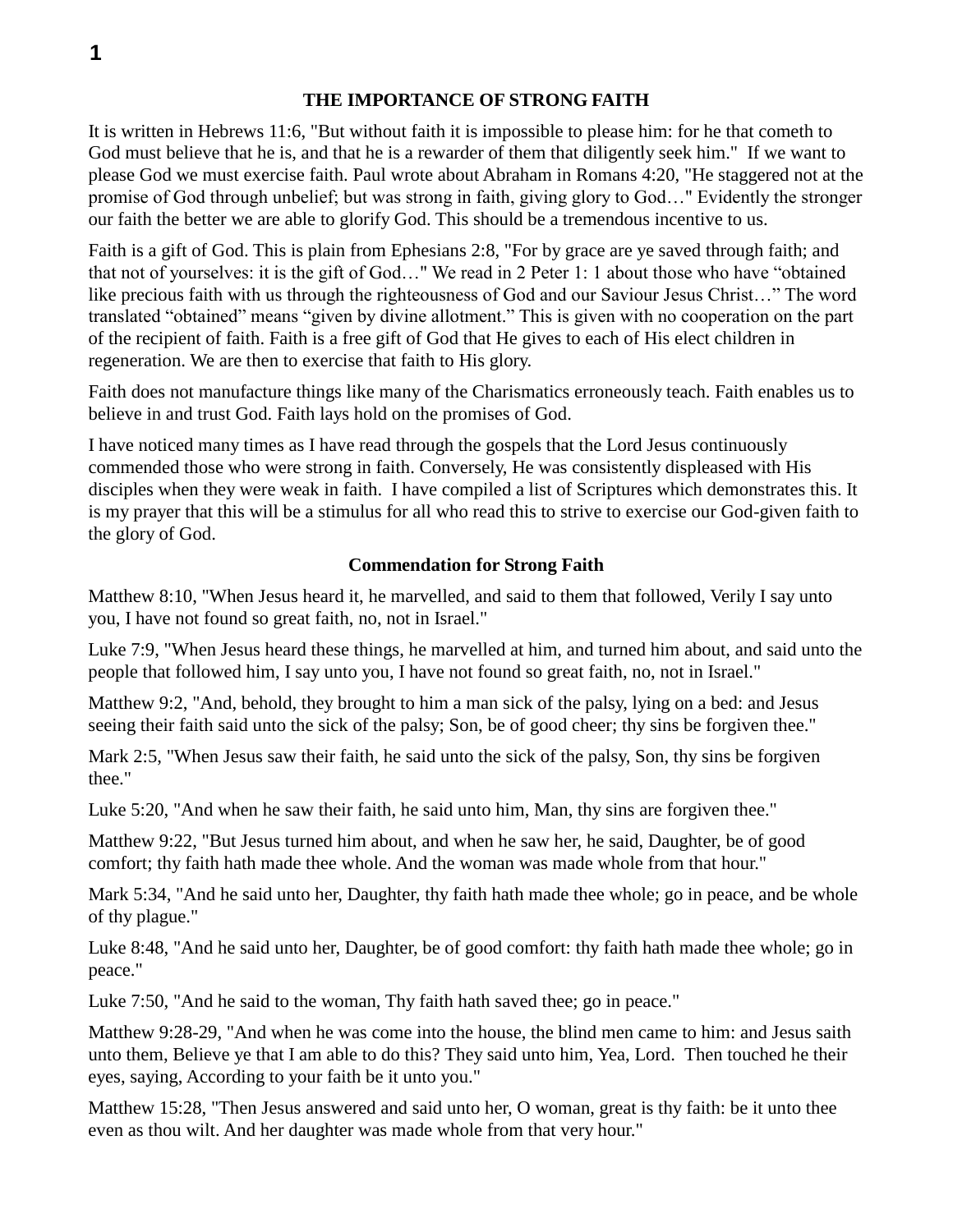# THE IMPORTANCE OF STRONG FAITH

It is written in Hebrews 11:6, "But without faith it is impossible to please him: for he that cometh to God must believe that he is, and that he is a rewarder of them that diligently seek him." If we want to please God we must exercise faith. Paul wrote about Abraham in Romans 4:20, "He staggered not at the promise of God through unbelief; but was strong in faith, giving glory to God…" Evidently the stronger our faith the better we are able to glorify God. This should be a tremendous incentive to us.

Faith is a gift of God. This is plain from Ephesians 2:8, "For by grace are ye saved through faith; and that not of yourselves: it is the gift of God…" We read in 2 Peter 1: 1 about those who have "obtained like precious faith with us through the righteousness of God and our Saviour Jesus Christ…" The word translated "obtained" means "given by divine allotment." This is given with no cooperation on the part of the recipient of faith. Faith is a free gift of God that He gives to each of His elect children in regeneration. We are then to exercise that faith to His glory.

Faith does not manufacture things like many of the Charismatics erroneously teach. Faith enables us to believe in and trust God. Faith lays hold on the promises of God.

I have noticed many times as I have read through the gospels that the Lord Jesus continuously commended those who were strong in faith. Conversely, He was consistently displeased with His disciples when they were weak in faith. I have compiled a list of Scriptures which demonstrates this. It is my prayer that this will be a stimulus for all who read this to strive to exercise our God-given faith to the glory of God.

## Commendation for Strong Faith

Matthew 8:10, "When Jesus heard it, he marvelled, and said to them that followed, Verily I say unto you, I have not found so great faith, no, not in Israel."

Luke 7:9, "When Jesus heard these things, he marvelled at him, and turned him about, and said unto the people that followed him, I say unto you, I have not found so great faith, no, not in Israel."

Matthew 9:2, "And, behold, they brought to him a man sick of the palsy, lying on a bed: and Jesus seeing their faith said unto the sick of the palsy; Son, be of good cheer; thy sins be forgiven thee."

Mark 2:5, "When Jesus saw their faith, he said unto the sick of the palsy, Son, thy sins be forgiven thee."

Luke 5:20, "And when he saw their faith, he said unto him, Man, thy sins are forgiven thee."

Matthew 9:22, "But Jesus turned him about, and when he saw her, he said, Daughter, be of good comfort; thy faith hath made thee whole. And the woman was made whole from that hour."

Mark 5:34, "And he said unto her, Daughter, thy faith hath made thee whole; go in peace, and be whole of thy plague."

Luke 8:48, "And he said unto her, Daughter, be of good comfort: thy faith hath made thee whole; go in peace."

Luke 7:50, "And he said to the woman, Thy faith hath saved thee; go in peace."

Matthew 9:28-29, "And when he was come into the house, the blind men came to him: and Jesus saith unto them, Believe ye that I am able to do this? They said unto him, Yea, Lord. Then touched he their eyes, saying, According to your faith be it unto you."

Matthew 15:28, "Then Jesus answered and said unto her, O woman, great is thy faith: be it unto thee even as thou wilt. And her daughter was made whole from that very hour."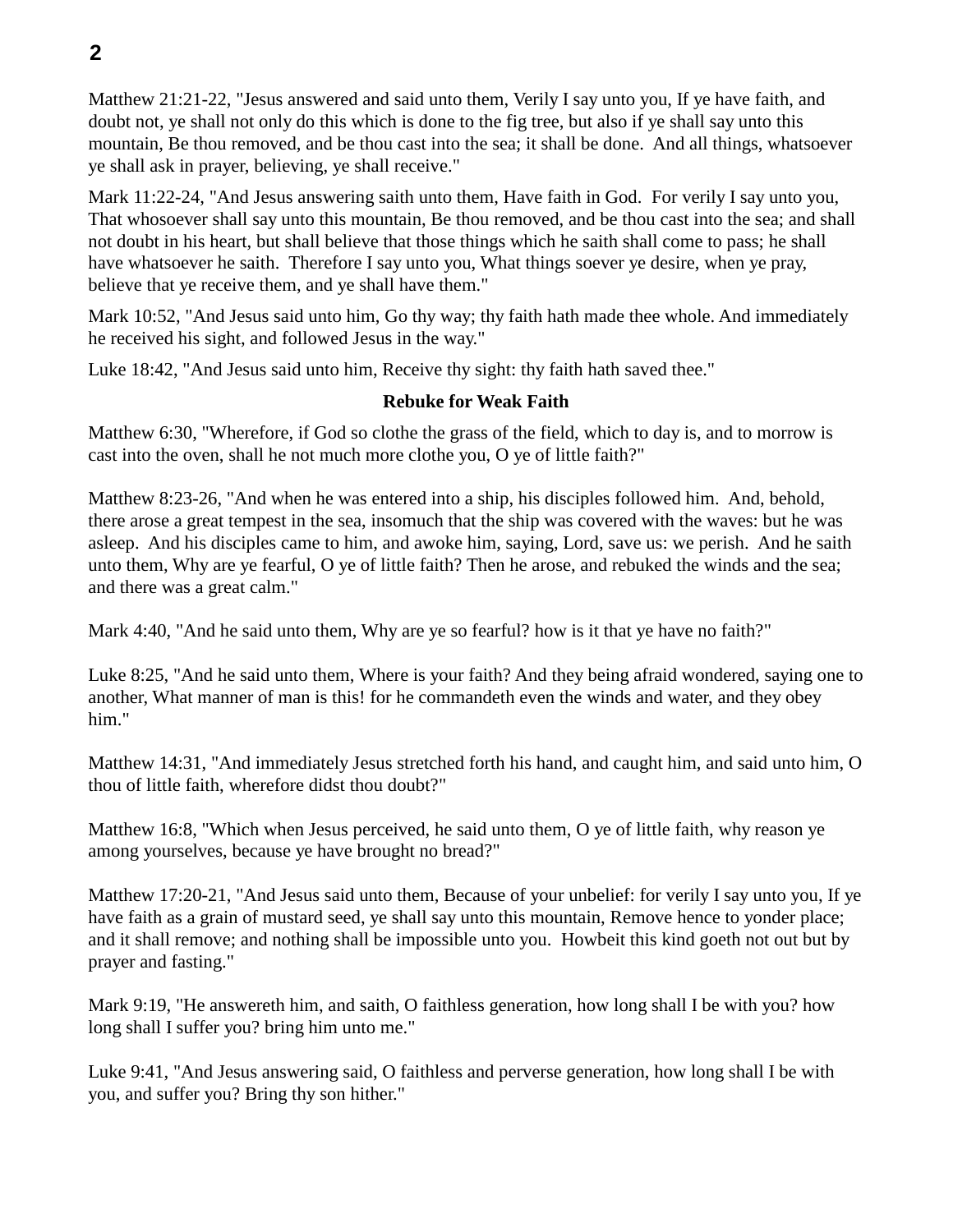Matthew 21:21-22, "Jesus answered and said unto them, Verily I say unto you, If ye have faith, and doubt not, ye shall not only do this which is done to the fig tree, but also if ye shall say unto this mountain, Be thou removed, and be thou cast into the sea; it shall be done.  And all things, whatsoever ye shall ask in prayer, believing, ye shall receive."

Mark 11:22-24, "And Jesus answering saith unto them, Have faith in God.  For verily I say unto you, That whosoever shall say unto this mountain, Be thou removed, and be thou cast into the sea; and shall not doubt in his heart, but shall believe that those things which he saith shall come to pass; he shall have whatsoever he saith.  Therefore I say unto you, What things soever ye desire, when ye pray, believe that ye receive them, and ye shall have them."

Mark 10:52, "And Jesus said unto him, Go thy way; thy faith hath made thee whole. And immediately he received his sight, and followed Jesus in the way."

Luke 18:42, "And Jesus said unto him, Receive thy sight: thy faith hath saved thee."

**Rebuke for Weak Faith**

Matthew 6:30, "Wherefore, if God so clothe the grass of the field, which to day is, and to morrow is cast into the oven, shall he not much more clothe you, O ye of little faith?"

Matthew 8:23-26, "And when he was entered into a ship, his disciples followed him.  And, behold, there arose a great tempest in the sea, insomuch that the ship was covered with the waves: but he was asleep.  And his disciples came to him, and awoke him, saying, Lord, save us: we perish.  And he saith unto them, Why are ye fearful, O ye of little faith? Then he arose, and rebuked the winds and the sea; and there was a great calm."

Mark 4:40, "And he said unto them, Why are ye so fearful? how is it that ye have no faith?"

Luke 8:25, "And he said unto them, Where is your faith? And they being afraid wondered, saying one to another, What manner of man is this! for he commandeth even the winds and water, and they obey him."

Matthew 14:31, "And immediately Jesus stretched forth his hand, and caught him, and said unto him, O thou of little faith, wherefore didst thou doubt?"

Matthew 16:8, "Which when Jesus perceived, he said unto them, O ye of little faith, why reason ye among yourselves, because ye have brought no bread?"

Matthew 17:20-21, "And Jesus said unto them, Because of your unbelief: for verily I say unto you, If ye have faith as a grain of mustard seed, ye shall say unto this mountain, Remove hence to yonder place; and it shall remove; and nothing shall be impossible unto you.  Howbeit this kind goeth not out but by prayer and fasting."

Mark 9:19, "He answereth him, and saith, O faithless generation, how long shall I be with you? how long shall I suffer you? bring him unto me."

Luke 9:41, "And Jesus answering said, O faithless and perverse generation, how long shall I be with you, and suffer you? Bring thy son hither."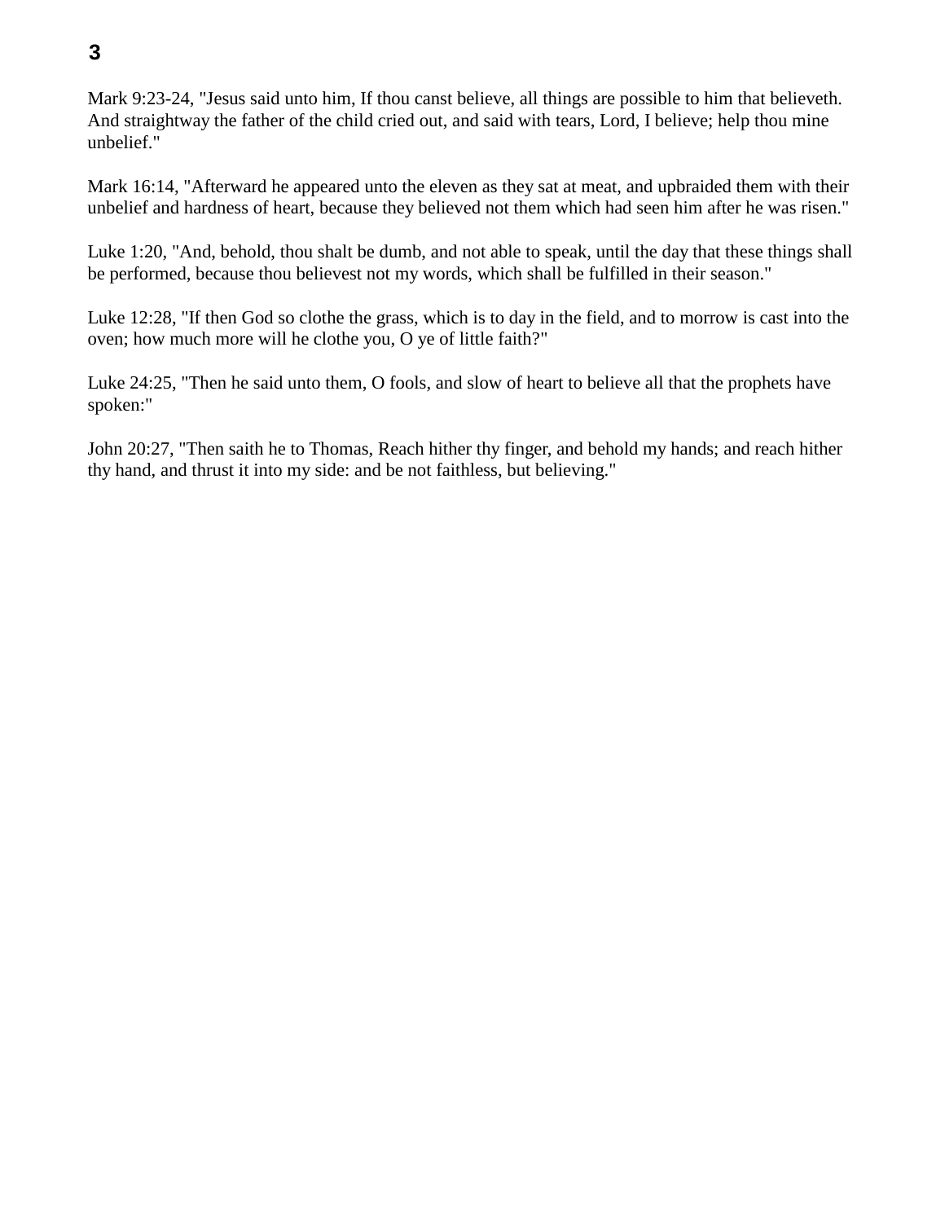Mark 9:23-24, "Jesus said unto him, If thou canst believe, all things are possible to him that believeth. And straightway the father of the child cried out, and said with tears, Lord, I believe; help thou mine unbelief."

Mark 16:14, "Afterward he appeared unto the eleven as they sat at meat, and upbraided them with their unbelief and hardness of heart, because they believed not them which had seen him after he was risen."

Luke 1:20, "And, behold, thou shalt be dumb, and not able to speak, until the day that these things shall be performed, because thou believest not my words, which shall be fulfilled in their season."

Luke 12:28, "If then God so clothe the grass, which is to day in the field, and to morrow is cast into the oven; how much more will he clothe you, O ye of little faith?"

Luke 24:25, "Then he said unto them, O fools, and slow of heart to believe all that the prophets have spoken:"

John 20:27, "Then saith he to Thomas, Reach hither thy finger, and behold my hands; and reach hither thy hand, and thrust it into my side: and be not faithless, but believing."